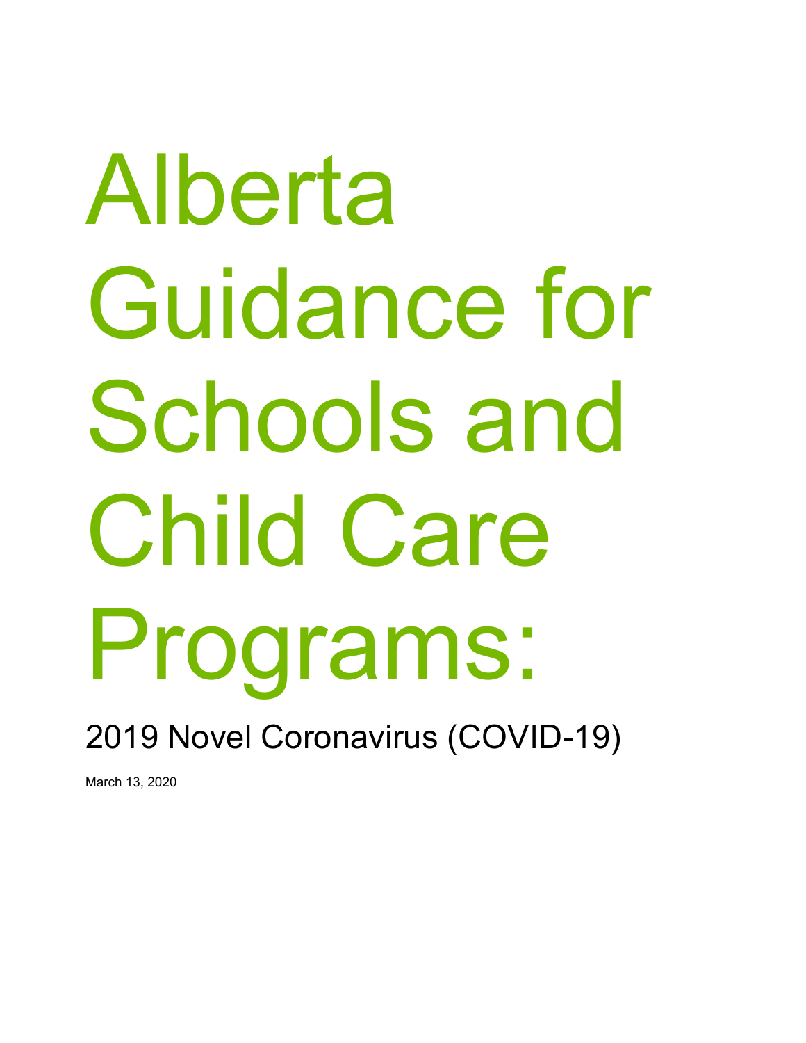# Alberta Guidance for Schools and Child Care Programs:

## 2019 Novel Coronavirus (COVID-19)

March 13, 2020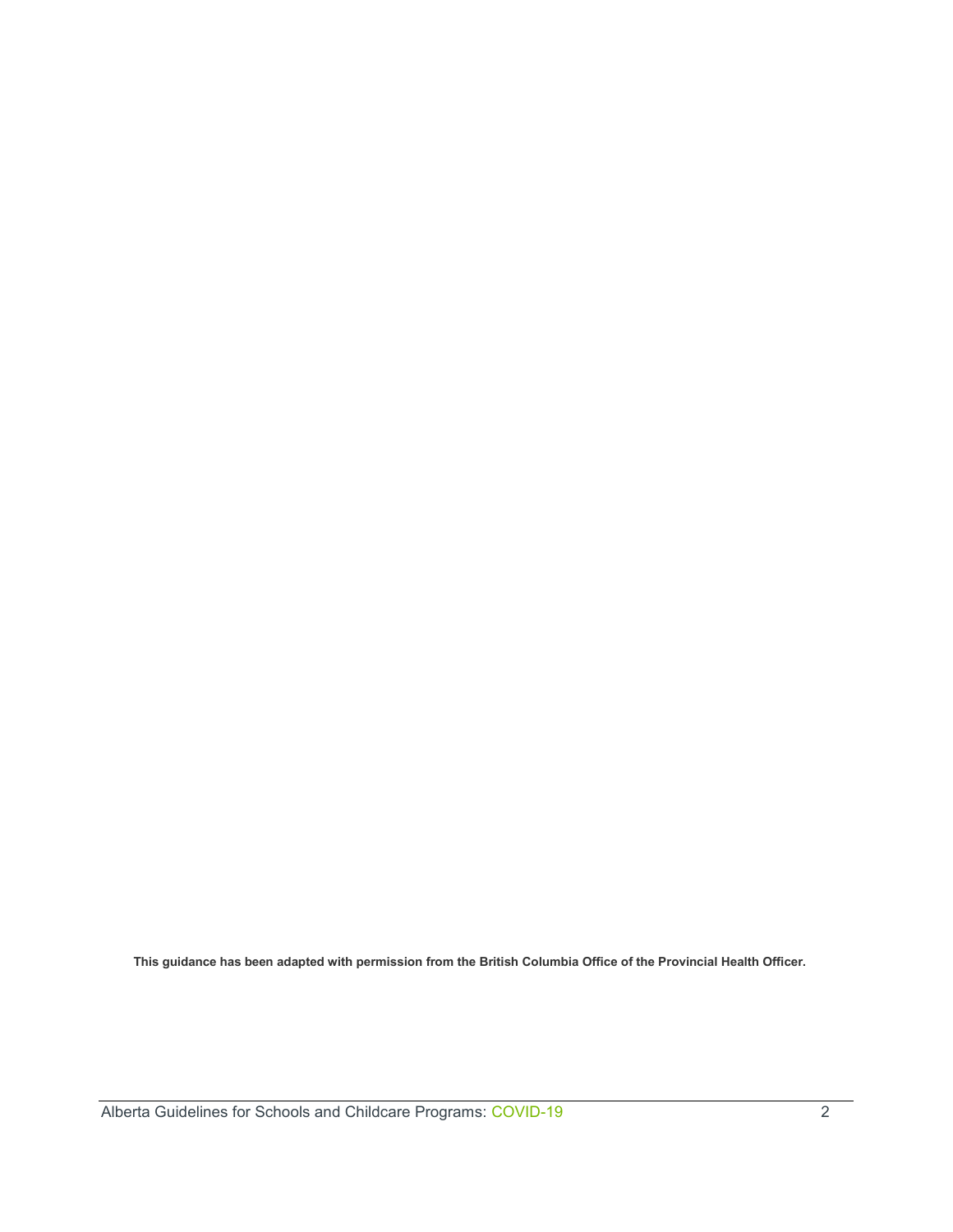**This guidance has been adapted with permission from the British Columbia Office of the Provincial Health Officer.**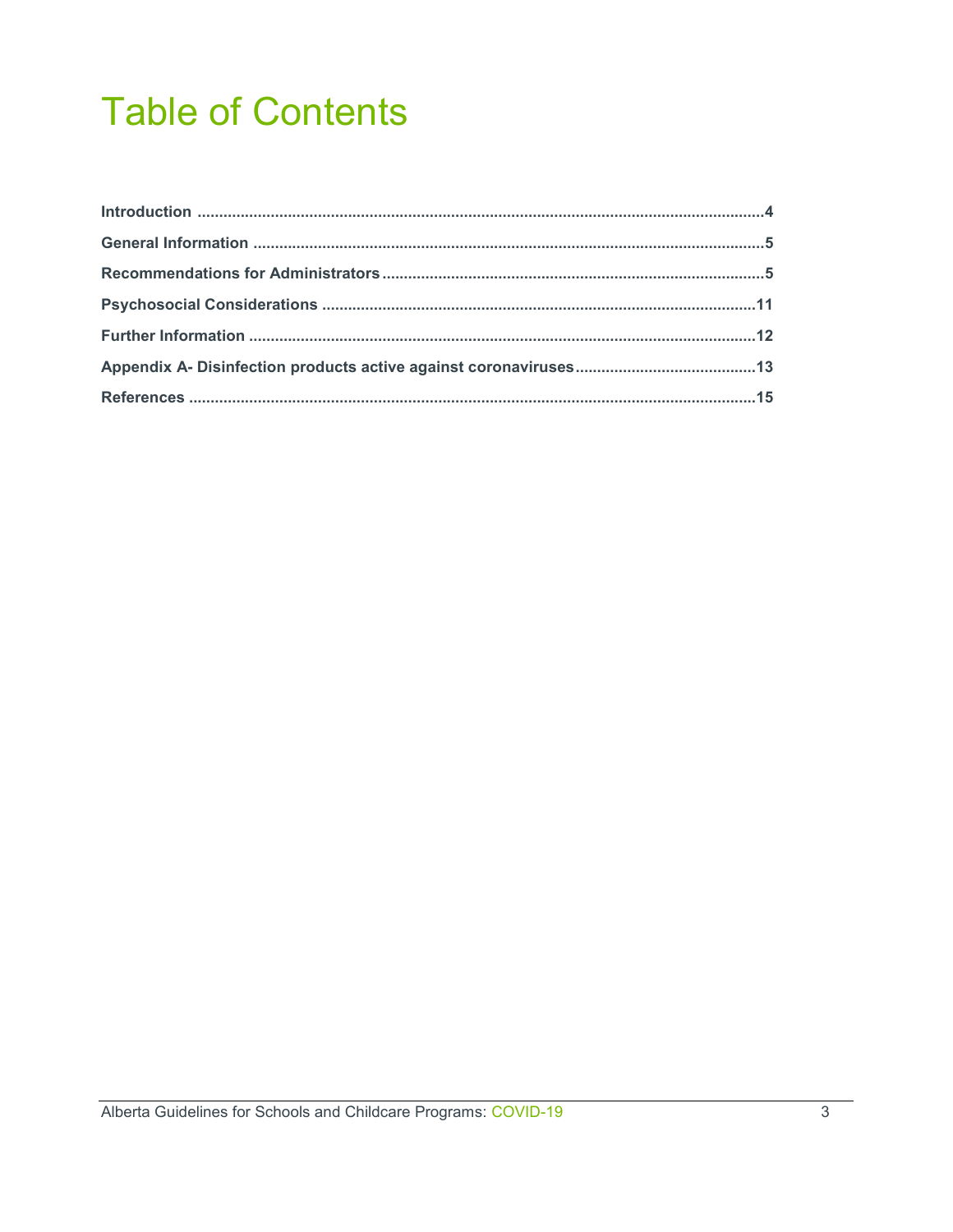# Table of Contents

**Introduction** ..... 4

**General Information** ..... 5

**Recommendations for Administrators** ..... 5

**Psychosocial Considerations** ..... 11

**Further Information** ..... 12

**Appendix A- Disinfection products active against coronaviruses** ..... 13

**References** ..... 15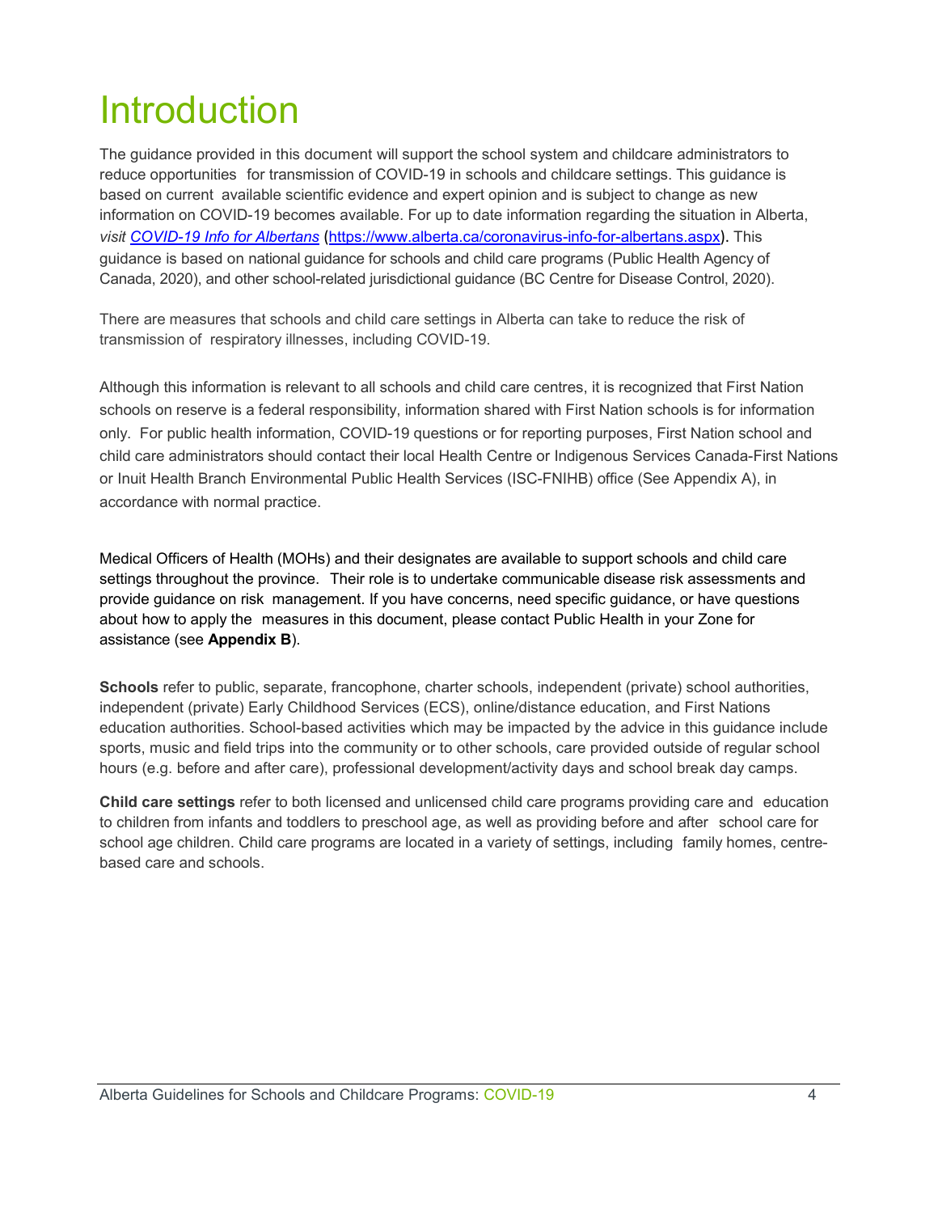# Introduction

The guidance provided in this document will support the school system and childcare administrators to reduce opportunities for transmission of COVID-19 in schools and childcare settings. This guidance is based on current available scientific evidence and expert opinion and is subject to change as new information on COVID-19 becomes available. For up to date information regarding the situation in Alberta, *visit [COVID-19 Info for Albertans](https://www.alberta.ca/coronavirus-info-for-albertans.aspx)* (https://www.alberta.ca/coronavirus-info-for-albertans.aspx). This guidance is based on national guidance for schools and child care programs (Public Health Agency of Canada, 2020), and other school-related jurisdictional guidance (BC Centre for Disease Control, 2020).

There are measures that schools and child care settings in Alberta can take to reduce the risk of transmission of respiratory illnesses, including COVID-19.

Although this information is relevant to all schools and child care centres, it is recognized that First Nation schools on reserve is a federal responsibility, information shared with First Nation schools is for information only. For public health information, COVID-19 questions or for reporting purposes, First Nation school and child care administrators should contact their local Health Centre or Indigenous Services Canada-First Nations or Inuit Health Branch Environmental Public Health Services (ISC-FNIHB) office (See Appendix A), in accordance with normal practice.

Medical Officers of Health (MOHs) and their designates are available to support schools and child care settings throughout the province. Their role is to undertake communicable disease risk assessments and provide guidance on risk management. If you have concerns, need specific guidance, or have questions about how to apply the measures in this document, please contact Public Health in your Zone for assistance (see **Appendix B**).

**Schools** refer to public, separate, francophone, charter schools, independent (private) school authorities, independent (private) Early Childhood Services (ECS), online/distance education, and First Nations education authorities. School-based activities which may be impacted by the advice in this guidance include sports, music and field trips into the community or to other schools, care provided outside of regular school hours (e.g. before and after care), professional development/activity days and school break day camps.

**Child care settings** refer to both licensed and unlicensed child care programs providing care and education to children from infants and toddlers to preschool age, as well as providing before and after school care for school age children. Child care programs are located in a variety of settings, including family homes, centre-based care and schools.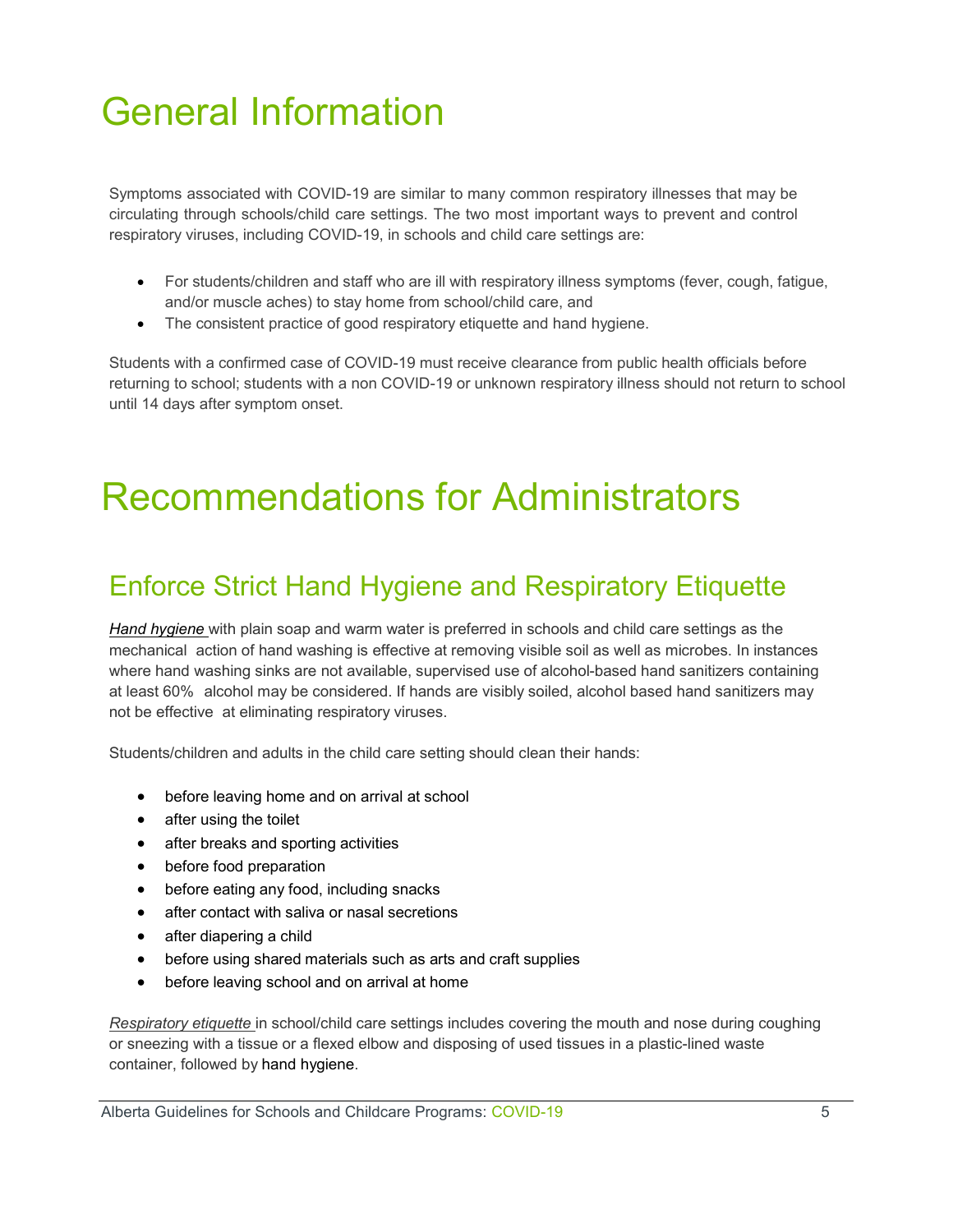# General Information

Symptoms associated with COVID-19 are similar to many common respiratory illnesses that may be circulating through schools/child care settings. The two most important ways to prevent and control respiratory viruses, including COVID-19, in schools and child care settings are:

- For students/children and staff who are ill with respiratory illness symptoms (fever, cough, fatigue, and/or muscle aches) to stay home from school/child care, and
- The consistent practice of good respiratory etiquette and hand hygiene.

Students with a confirmed case of COVID-19 must receive clearance from public health officials before returning to school; students with a non COVID-19 or unknown respiratory illness should not return to school until 14 days after symptom onset.

# Recommendations for Administrators

## Enforce Strict Hand Hygiene and Respiratory Etiquette

*Hand hygiene* with plain soap and warm water is preferred in schools and child care settings as the mechanical action of hand washing is effective at removing visible soil as well as microbes. In instances where hand washing sinks are not available, supervised use of alcohol-based hand sanitizers containing at least 60% alcohol may be considered. If hands are visibly soiled, alcohol based hand sanitizers may not be effective at eliminating respiratory viruses.

Students/children and adults in the child care setting should clean their hands:

- before leaving home and on arrival at school
- after using the toilet
- after breaks and sporting activities
- before food preparation
- before eating any food, including snacks
- after contact with saliva or nasal secretions
- after diapering a child
- before using shared materials such as arts and craft supplies
- before leaving school and on arrival at home

*Respiratory etiquette* in school/child care settings includes covering the mouth and nose during coughing or sneezing with a tissue or a flexed elbow and disposing of used tissues in a plastic-lined waste container, followed by hand hygiene.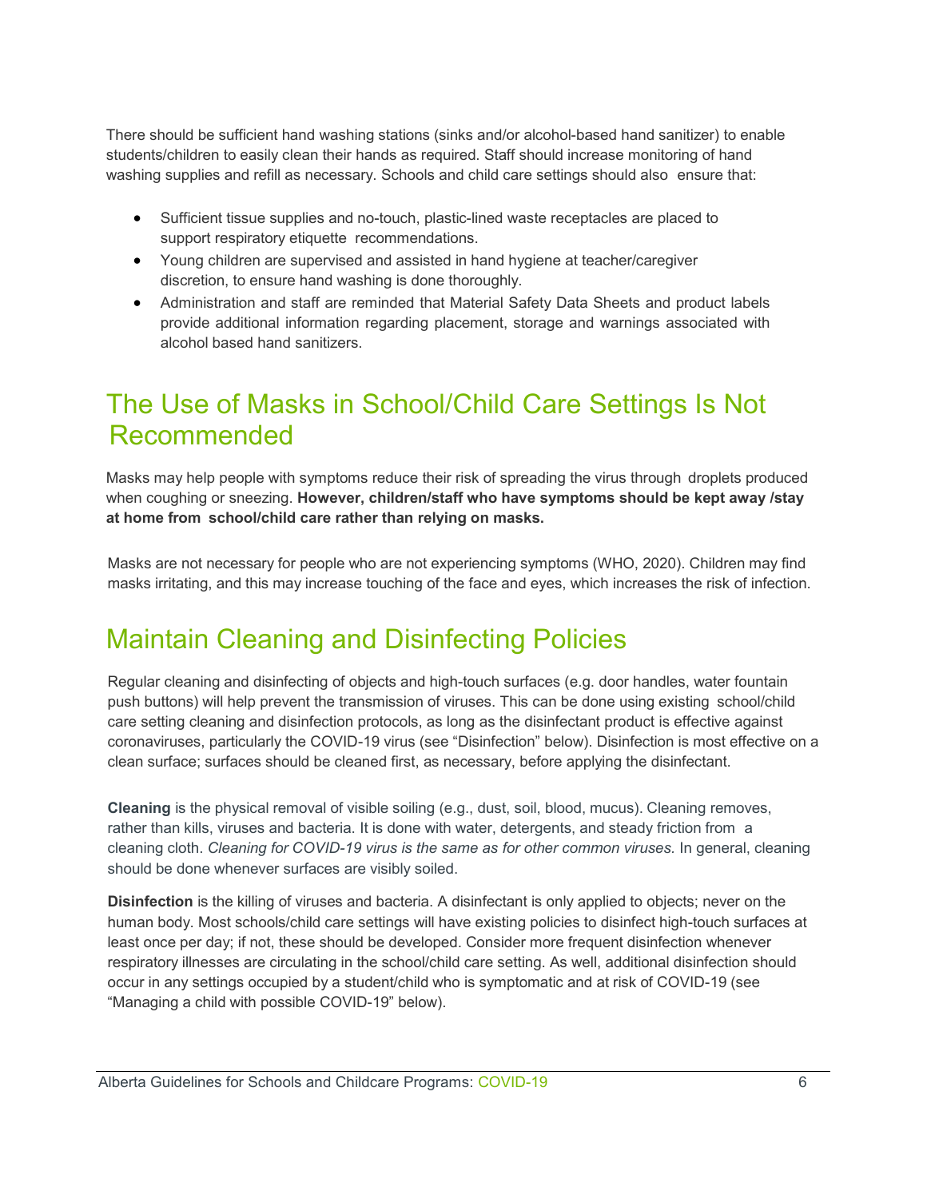There should be sufficient hand washing stations (sinks and/or alcohol-based hand sanitizer) to enable students/children to easily clean their hands as required. Staff should increase monitoring of hand washing supplies and refill as necessary. Schools and child care settings should also ensure that:

- Sufficient tissue supplies and no-touch, plastic-lined waste receptacles are placed to support respiratory etiquette recommendations.
- Young children are supervised and assisted in hand hygiene at teacher/caregiver discretion, to ensure hand washing is done thoroughly.
- Administration and staff are reminded that Material Safety Data Sheets and product labels provide additional information regarding placement, storage and warnings associated with alcohol based hand sanitizers.

## The Use of Masks in School/Child Care Settings Is Not Recommended

Masks may help people with symptoms reduce their risk of spreading the virus through droplets produced when coughing or sneezing. **However, children/staff who have symptoms should be kept away /stay at home from school/child care rather than relying on masks.**

Masks are not necessary for people who are not experiencing symptoms (WHO, 2020). Children may find masks irritating, and this may increase touching of the face and eyes, which increases the risk of infection.

## Maintain Cleaning and Disinfecting Policies

Regular cleaning and disinfecting of objects and high-touch surfaces (e.g. door handles, water fountain push buttons) will help prevent the transmission of viruses. This can be done using existing school/child care setting cleaning and disinfection protocols, as long as the disinfectant product is effective against coronaviruses, particularly the COVID-19 virus (see "Disinfection" below). Disinfection is most effective on a clean surface; surfaces should be cleaned first, as necessary, before applying the disinfectant.

**Cleaning** is the physical removal of visible soiling (e.g., dust, soil, blood, mucus). Cleaning removes, rather than kills, viruses and bacteria. It is done with water, detergents, and steady friction from a cleaning cloth. *Cleaning for COVID-19 virus is the same as for other common viruses.* In general, cleaning should be done whenever surfaces are visibly soiled.

**Disinfection** is the killing of viruses and bacteria. A disinfectant is only applied to objects; never on the human body. Most schools/child care settings will have existing policies to disinfect high-touch surfaces at least once per day; if not, these should be developed. Consider more frequent disinfection whenever respiratory illnesses are circulating in the school/child care setting. As well, additional disinfection should occur in any settings occupied by a student/child who is symptomatic and at risk of COVID-19 (see "Managing a child with possible COVID-19" below).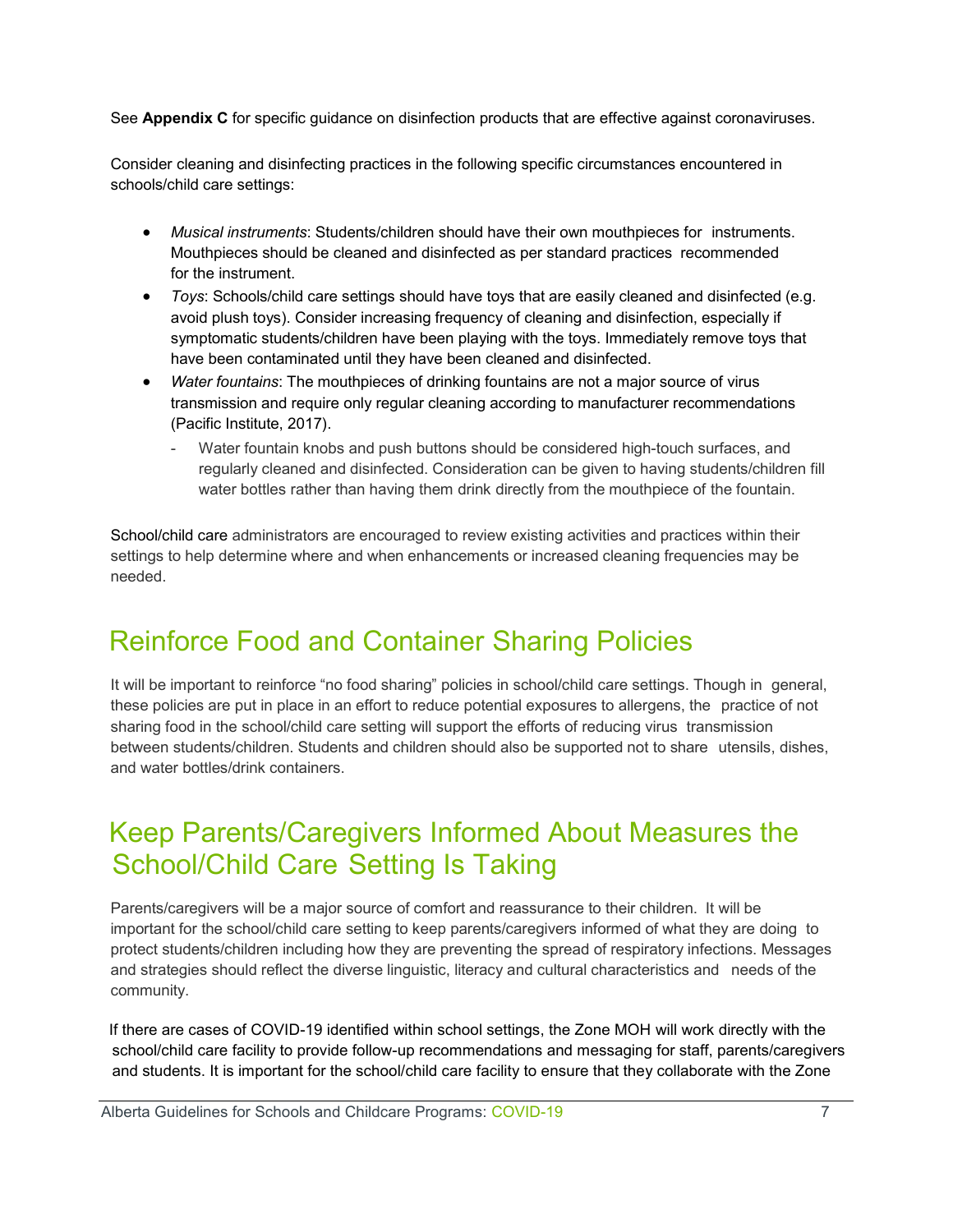See **Appendix C** for specific guidance on disinfection products that are effective against coronaviruses.

Consider cleaning and disinfecting practices in the following specific circumstances encountered in schools/child care settings:

- *Musical instruments*: Students/children should have their own mouthpieces for instruments. Mouthpieces should be cleaned and disinfected as per standard practices recommended for the instrument.
- *Toys*: Schools/child care settings should have toys that are easily cleaned and disinfected (e.g. avoid plush toys). Consider increasing frequency of cleaning and disinfection, especially if symptomatic students/children have been playing with the toys. Immediately remove toys that have been contaminated until they have been cleaned and disinfected.
- *Water fountains*: The mouthpieces of drinking fountains are not a major source of virus transmission and require only regular cleaning according to manufacturer recommendations (Pacific Institute, 2017).
  - Water fountain knobs and push buttons should be considered high-touch surfaces, and regularly cleaned and disinfected. Consideration can be given to having students/children fill water bottles rather than having them drink directly from the mouthpiece of the fountain.

School/child care administrators are encouraged to review existing activities and practices within their settings to help determine where and when enhancements or increased cleaning frequencies may be needed.

## Reinforce Food and Container Sharing Policies

It will be important to reinforce "no food sharing" policies in school/child care settings. Though in general, these policies are put in place in an effort to reduce potential exposures to allergens, the practice of not sharing food in the school/child care setting will support the efforts of reducing virus transmission between students/children. Students and children should also be supported not to share utensils, dishes, and water bottles/drink containers.

## Keep Parents/Caregivers Informed About Measures the School/Child Care Setting Is Taking

Parents/caregivers will be a major source of comfort and reassurance to their children. It will be important for the school/child care setting to keep parents/caregivers informed of what they are doing to protect students/children including how they are preventing the spread of respiratory infections. Messages and strategies should reflect the diverse linguistic, literacy and cultural characteristics and needs of the community.

If there are cases of COVID-19 identified within school settings, the Zone MOH will work directly with the school/child care facility to provide follow-up recommendations and messaging for staff, parents/caregivers and students. It is important for the school/child care facility to ensure that they collaborate with the Zone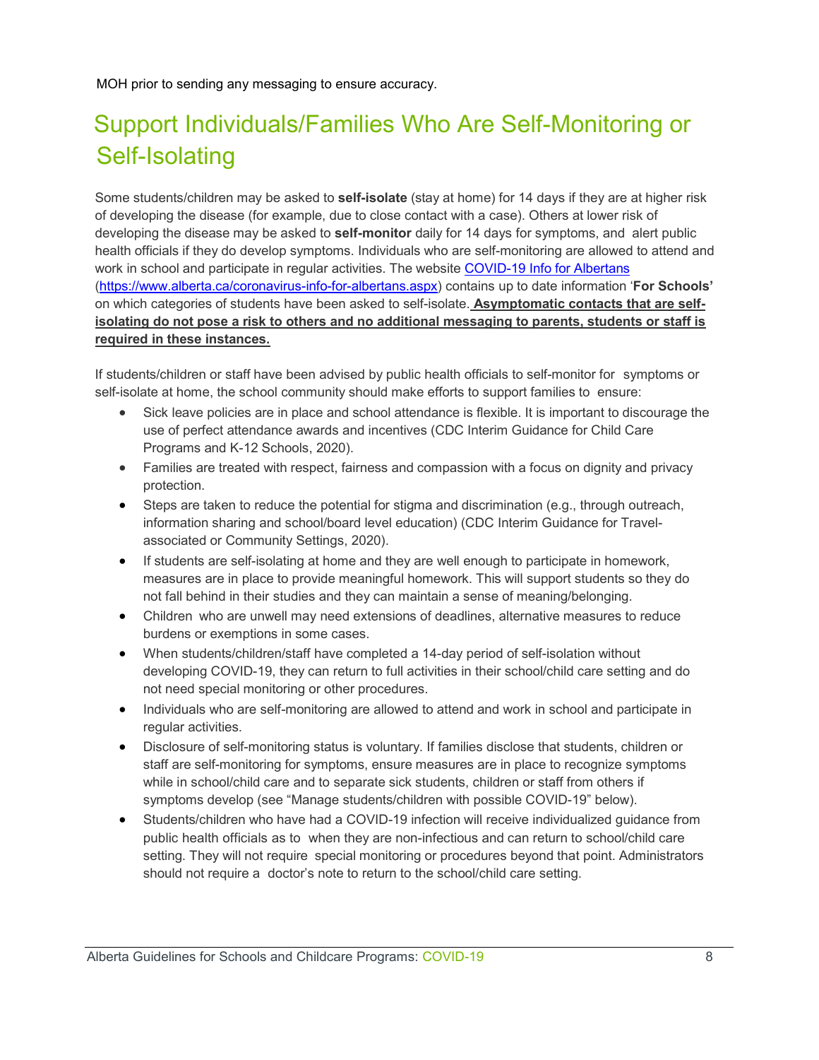MOH prior to sending any messaging to ensure accuracy.

## Support Individuals/Families Who Are Self-Monitoring or Self-Isolating

Some students/children may be asked to **self-isolate** (stay at home) for 14 days if they are at higher risk of developing the disease (for example, due to close contact with a case). Others at lower risk of developing the disease may be asked to **self-monitor** daily for 14 days for symptoms, and alert public health officials if they do develop symptoms. Individuals who are self-monitoring are allowed to attend and work in school and participate in regular activities. The website [COVID-19 Info for Albertans](https://www.alberta.ca/coronavirus-info-for-albertans.aspx) (https://www.alberta.ca/coronavirus-info-for-albertans.aspx) contains up to date information '**For Schools'** on which categories of students have been asked to self-isolate. **Asymptomatic contacts that are self-isolating do not pose a risk to others and no additional messaging to parents, students or staff is required in these instances.**

If students/children or staff have been advised by public health officials to self-monitor for symptoms or self-isolate at home, the school community should make efforts to support families to ensure:

- Sick leave policies are in place and school attendance is flexible. It is important to discourage the use of perfect attendance awards and incentives (CDC Interim Guidance for Child Care Programs and K-12 Schools, 2020).
- Families are treated with respect, fairness and compassion with a focus on dignity and privacy protection.
- Steps are taken to reduce the potential for stigma and discrimination (e.g., through outreach, information sharing and school/board level education) (CDC Interim Guidance for Travel-associated or Community Settings, 2020).
- If students are self-isolating at home and they are well enough to participate in homework, measures are in place to provide meaningful homework. This will support students so they do not fall behind in their studies and they can maintain a sense of meaning/belonging.
- Children who are unwell may need extensions of deadlines, alternative measures to reduce burdens or exemptions in some cases.
- When students/children/staff have completed a 14-day period of self-isolation without developing COVID-19, they can return to full activities in their school/child care setting and do not need special monitoring or other procedures.
- Individuals who are self-monitoring are allowed to attend and work in school and participate in regular activities.
- Disclosure of self-monitoring status is voluntary. If families disclose that students, children or staff are self-monitoring for symptoms, ensure measures are in place to recognize symptoms while in school/child care and to separate sick students, children or staff from others if symptoms develop (see "Manage students/children with possible COVID-19" below).
- Students/children who have had a COVID-19 infection will receive individualized guidance from public health officials as to when they are non-infectious and can return to school/child care setting. They will not require special monitoring or procedures beyond that point. Administrators should not require a doctor's note to return to the school/child care setting.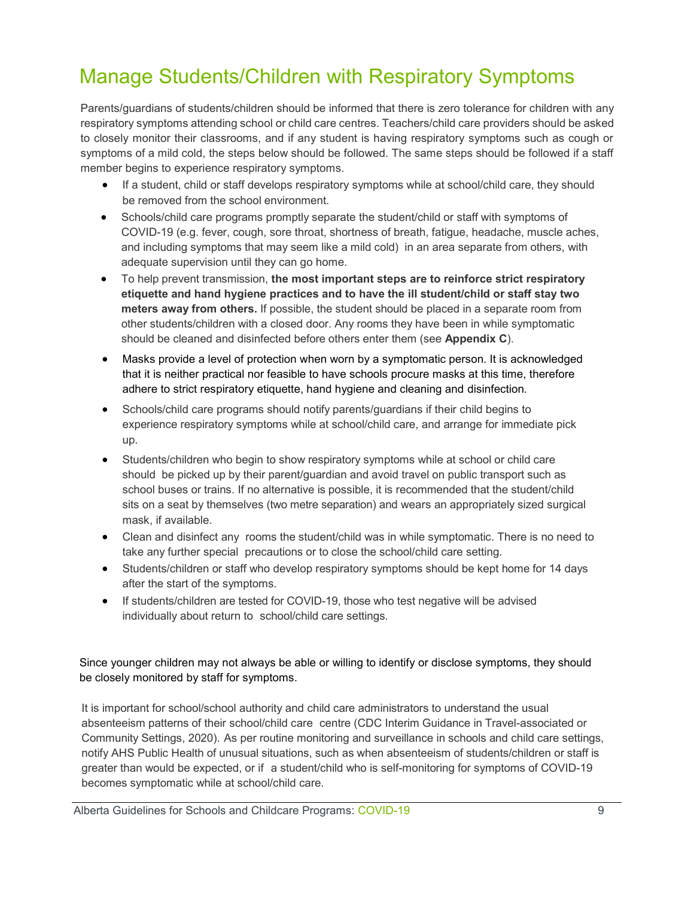# Manage Students/Children with Respiratory Symptoms

Parents/guardians of students/children should be informed that there is zero tolerance for children with any respiratory symptoms attending school or child care centres. Teachers/child care providers should be asked to closely monitor their classrooms, and if any student is having respiratory symptoms such as cough or symptoms of a mild cold, the steps below should be followed. The same steps should be followed if a staff member begins to experience respiratory symptoms.

- If a student, child or staff develops respiratory symptoms while at school/child care, they should be removed from the school environment.
- Schools/child care programs promptly separate the student/child or staff with symptoms of COVID-19 (e.g. fever, cough, sore throat, shortness of breath, fatigue, headache, muscle aches, and including symptoms that may seem like a mild cold) in an area separate from others, with adequate supervision until they can go home.
- To help prevent transmission, **the most important steps are to reinforce strict respiratory etiquette and hand hygiene practices and to have the ill student/child or staff stay two meters away from others.** If possible, the student should be placed in a separate room from other students/children with a closed door. Any rooms they have been in while symptomatic should be cleaned and disinfected before others enter them (see **Appendix C**).
- Masks provide a level of protection when worn by a symptomatic person. It is acknowledged that it is neither practical nor feasible to have schools procure masks at this time, therefore adhere to strict respiratory etiquette, hand hygiene and cleaning and disinfection.
- Schools/child care programs should notify parents/guardians if their child begins to experience respiratory symptoms while at school/child care, and arrange for immediate pick up.
- Students/children who begin to show respiratory symptoms while at school or child care should be picked up by their parent/guardian and avoid travel on public transport such as school buses or trains. If no alternative is possible, it is recommended that the student/child sits on a seat by themselves (two metre separation) and wears an appropriately sized surgical mask, if available.
- Clean and disinfect any rooms the student/child was in while symptomatic. There is no need to take any further special precautions or to close the school/child care setting.
- Students/children or staff who develop respiratory symptoms should be kept home for 14 days after the start of the symptoms.
- If students/children are tested for COVID-19, those who test negative will be advised individually about return to school/child care settings.

Since younger children may not always be able or willing to identify or disclose symptoms, they should be closely monitored by staff for symptoms.

It is important for school/school authority and child care administrators to understand the usual absenteeism patterns of their school/child care centre (CDC Interim Guidance in Travel-associated or Community Settings, 2020). As per routine monitoring and surveillance in schools and child care settings, notify AHS Public Health of unusual situations, such as when absenteeism of students/children or staff is greater than would be expected, or if a student/child who is self-monitoring for symptoms of COVID-19 becomes symptomatic while at school/child care.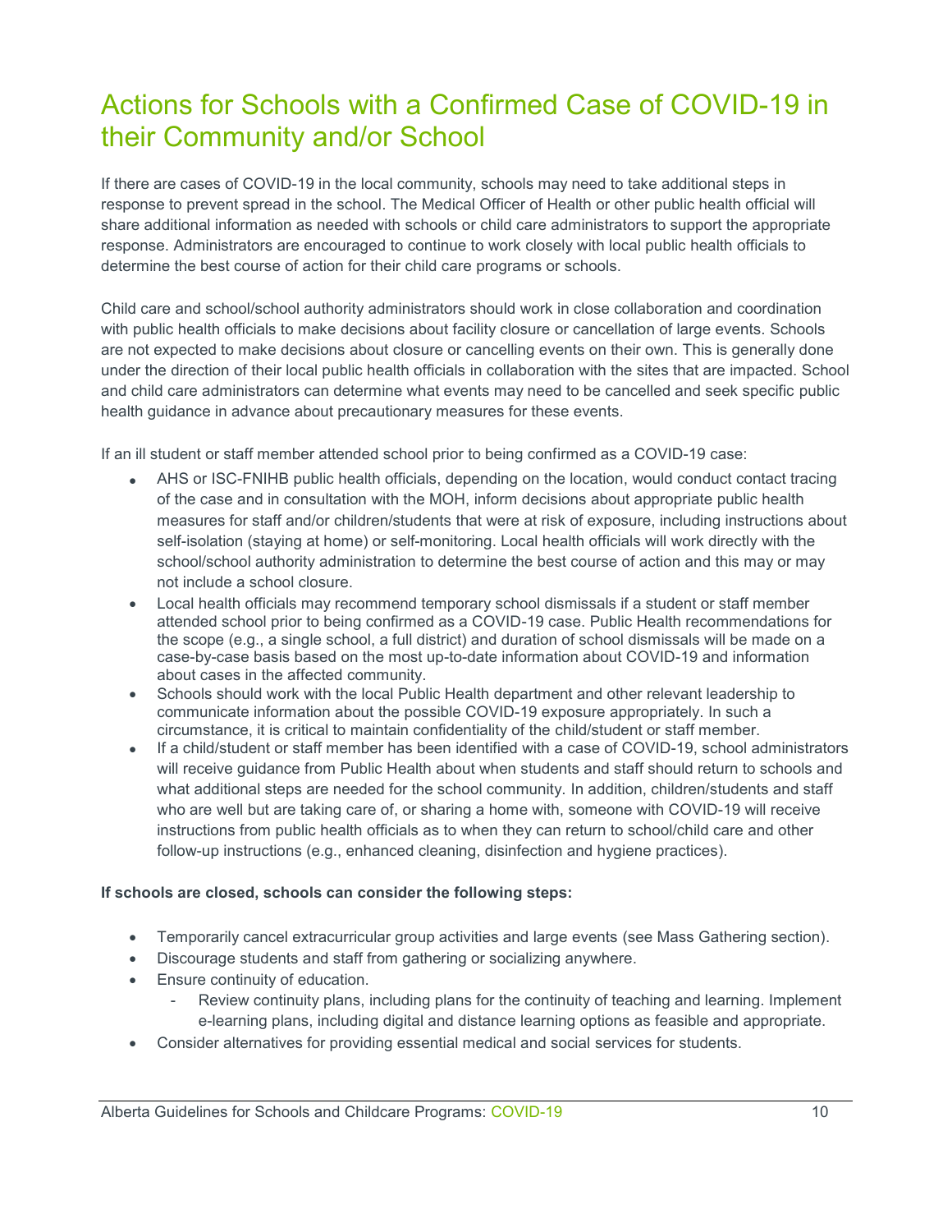# Actions for Schools with a Confirmed Case of COVID-19 in their Community and/or School

If there are cases of COVID-19 in the local community, schools may need to take additional steps in response to prevent spread in the school. The Medical Officer of Health or other public health official will share additional information as needed with schools or child care administrators to support the appropriate response. Administrators are encouraged to continue to work closely with local public health officials to determine the best course of action for their child care programs or schools.

Child care and school/school authority administrators should work in close collaboration and coordination with public health officials to make decisions about facility closure or cancellation of large events. Schools are not expected to make decisions about closure or cancelling events on their own. This is generally done under the direction of their local public health officials in collaboration with the sites that are impacted. School and child care administrators can determine what events may need to be cancelled and seek specific public health guidance in advance about precautionary measures for these events.

If an ill student or staff member attended school prior to being confirmed as a COVID-19 case:

- AHS or ISC-FNIHB public health officials, depending on the location, would conduct contact tracing of the case and in consultation with the MOH, inform decisions about appropriate public health measures for staff and/or children/students that were at risk of exposure, including instructions about self-isolation (staying at home) or self-monitoring. Local health officials will work directly with the school/school authority administration to determine the best course of action and this may or may not include a school closure.
- Local health officials may recommend temporary school dismissals if a student or staff member attended school prior to being confirmed as a COVID-19 case. Public Health recommendations for the scope (e.g., a single school, a full district) and duration of school dismissals will be made on a case-by-case basis based on the most up-to-date information about COVID-19 and information about cases in the affected community.
- Schools should work with the local Public Health department and other relevant leadership to communicate information about the possible COVID-19 exposure appropriately. In such a circumstance, it is critical to maintain confidentiality of the child/student or staff member.
- If a child/student or staff member has been identified with a case of COVID-19, school administrators will receive guidance from Public Health about when students and staff should return to schools and what additional steps are needed for the school community. In addition, children/students and staff who are well but are taking care of, or sharing a home with, someone with COVID-19 will receive instructions from public health officials as to when they can return to school/child care and other follow-up instructions (e.g., enhanced cleaning, disinfection and hygiene practices).

**If schools are closed, schools can consider the following steps:**

- Temporarily cancel extracurricular group activities and large events (see Mass Gathering section).
- Discourage students and staff from gathering or socializing anywhere.
- Ensure continuity of education.
  - Review continuity plans, including plans for the continuity of teaching and learning. Implement e-learning plans, including digital and distance learning options as feasible and appropriate.
- Consider alternatives for providing essential medical and social services for students.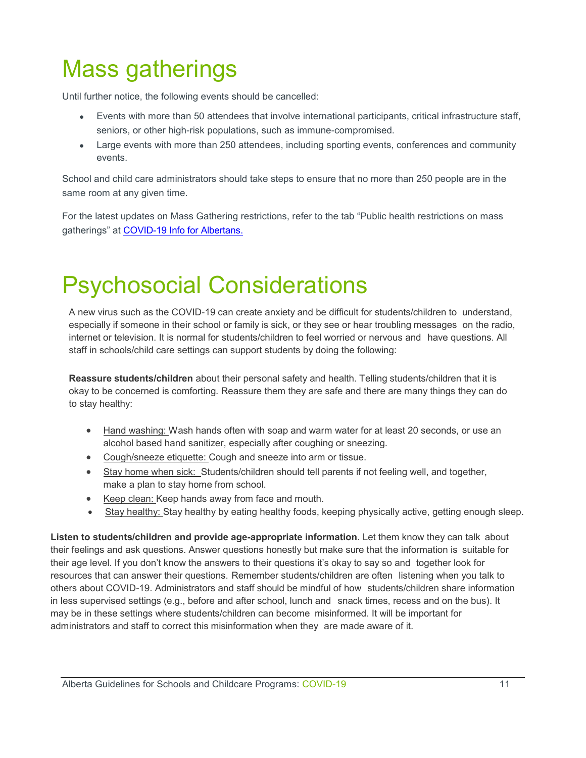# Mass gatherings

Until further notice, the following events should be cancelled:

- Events with more than 50 attendees that involve international participants, critical infrastructure staff, seniors, or other high-risk populations, such as immune-compromised.
- Large events with more than 250 attendees, including sporting events, conferences and community events.

School and child care administrators should take steps to ensure that no more than 250 people are in the same room at any given time.

For the latest updates on Mass Gathering restrictions, refer to the tab "Public health restrictions on mass gatherings" at [COVID-19 Info for Albertans.]()

# Psychosocial Considerations

A new virus such as the COVID-19 can create anxiety and be difficult for students/children to understand, especially if someone in their school or family is sick, or they see or hear troubling messages on the radio, internet or television. It is normal for students/children to feel worried or nervous and have questions. All staff in schools/child care settings can support students by doing the following:

**Reassure students/children** about their personal safety and health. Telling students/children that it is okay to be concerned is comforting. Reassure them they are safe and there are many things they can do to stay healthy:

- Hand washing: Wash hands often with soap and warm water for at least 20 seconds, or use an alcohol based hand sanitizer, especially after coughing or sneezing.
- Cough/sneeze etiquette: Cough and sneeze into arm or tissue.
- Stay home when sick: Students/children should tell parents if not feeling well, and together, make a plan to stay home from school.
- Keep clean: Keep hands away from face and mouth.
- Stay healthy: Stay healthy by eating healthy foods, keeping physically active, getting enough sleep.

**Listen to students/children and provide age-appropriate information**. Let them know they can talk about their feelings and ask questions. Answer questions honestly but make sure that the information is suitable for their age level. If you don't know the answers to their questions it's okay to say so and together look for resources that can answer their questions. Remember students/children are often listening when you talk to others about COVID-19. Administrators and staff should be mindful of how students/children share information in less supervised settings (e.g., before and after school, lunch and snack times, recess and on the bus). It may be in these settings where students/children can become misinformed. It will be important for administrators and staff to correct this misinformation when they are made aware of it.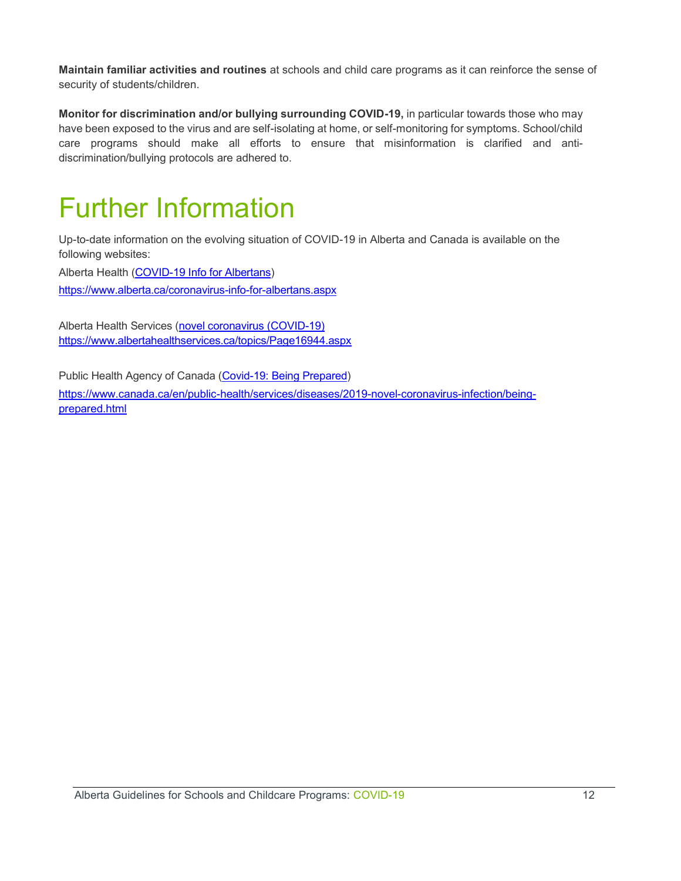**Maintain familiar activities and routines** at schools and child care programs as it can reinforce the sense of security of students/children.

**Monitor for discrimination and/or bullying surrounding COVID-19,** in particular towards those who may have been exposed to the virus and are self-isolating at home, or self-monitoring for symptoms. School/child care programs should make all efforts to ensure that misinformation is clarified and anti-discrimination/bullying protocols are adhered to.

# Further Information

Up-to-date information on the evolving situation of COVID-19 in Alberta and Canada is available on the following websites:

Alberta Health ([COVID-19 Info for Albertans](https://www.alberta.ca/coronavirus-info-for-albertans.aspx))

https://www.alberta.ca/coronavirus-info-for-albertans.aspx

Alberta Health Services ([novel coronavirus (COVID-19)](https://www.albertahealthservices.ca/topics/Page16944.aspx))
https://www.albertahealthservices.ca/topics/Page16944.aspx

Public Health Agency of Canada ([Covid-19: Being Prepared](https://www.canada.ca/en/public-health/services/diseases/2019-novel-coronavirus-infection/being-prepared.html))

https://www.canada.ca/en/public-health/services/diseases/2019-novel-coronavirus-infection/being-prepared.html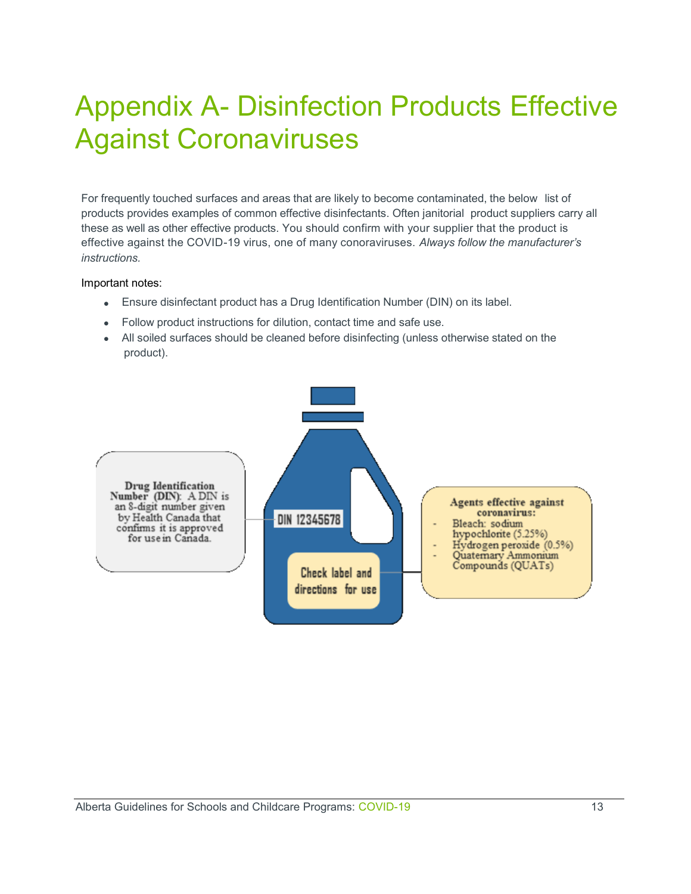# Appendix A- Disinfection Products Effective Against Coronaviruses

For frequently touched surfaces and areas that are likely to become contaminated, the below list of products provides examples of common effective disinfectants. Often janitorial product suppliers carry all these as well as other effective products. You should confirm with your supplier that the product is effective against the COVID-19 virus, one of many conoraviruses. *Always follow the manufacturer's instructions.*

Important notes:

- Ensure disinfectant product has a Drug Identification Number (DIN) on its label.
- Follow product instructions for dilution, contact time and safe use.
- All soiled surfaces should be cleaned before disinfecting (unless otherwise stated on the product).

**Drug Identification Number (DIN)**: A DIN is an 8-digit number given by Health Canada that confirms it is approved for use in Canada.

DIN 12345678

Check label and directions for use

**Agents effective against coronavirus:**

- Bleach: sodium hypochlorite (5.25%)
- Hydrogen peroxide (0.5%)
- Quaternary Ammonium Compounds (QUATs)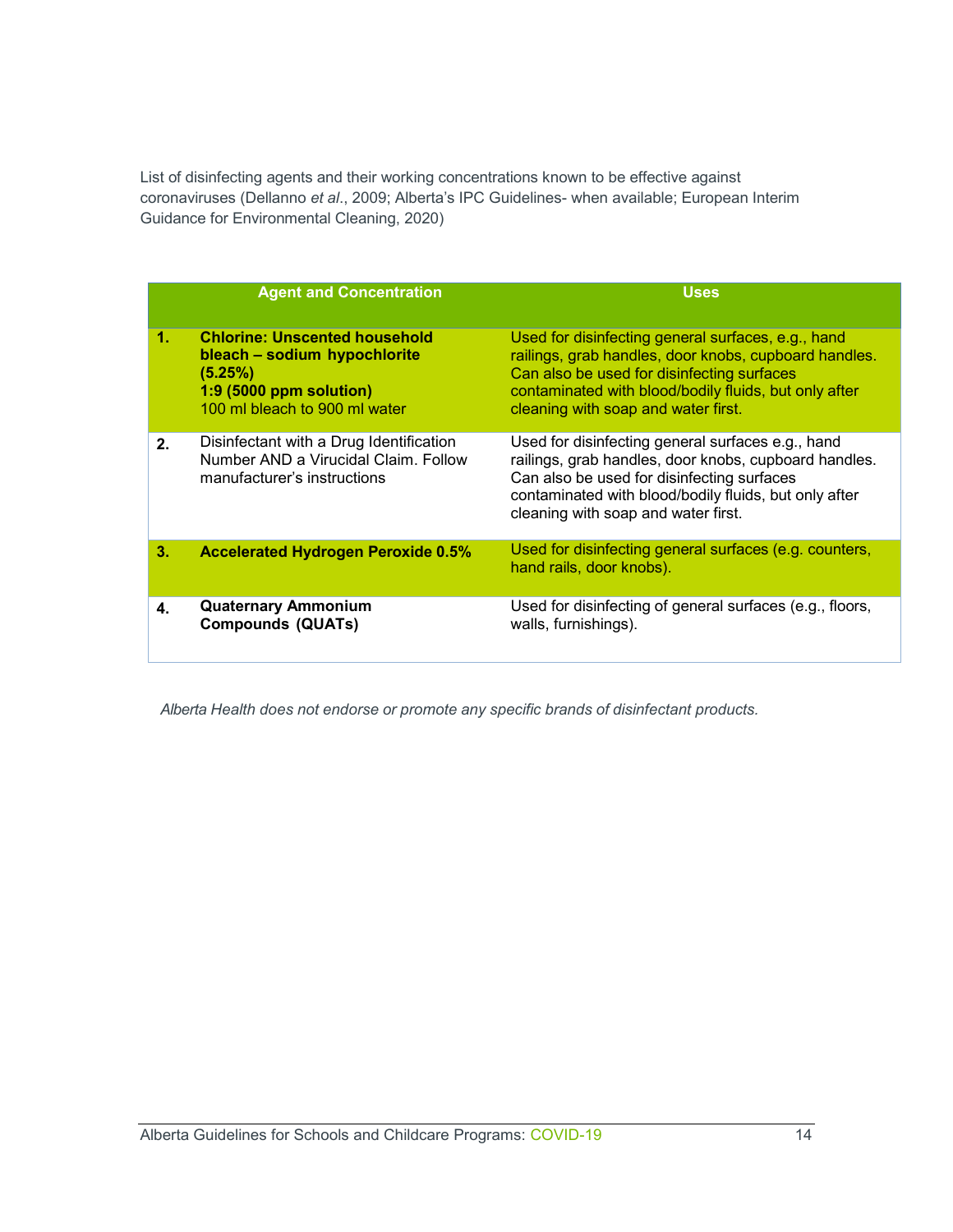List of disinfecting agents and their working concentrations known to be effective against coronaviruses (Dellanno *et al*., 2009; Alberta's IPC Guidelines- when available; European Interim Guidance for Environmental Cleaning, 2020)

| | Agent and Concentration | Uses |
|---|---|---|
| **1.** | **Chlorine: Unscented household bleach – sodium hypochlorite (5.25%)**<br>**1:9 (5000 ppm solution)**<br>100 ml bleach to 900 ml water | Used for disinfecting general surfaces, e.g., hand railings, grab handles, door knobs, cupboard handles. Can also be used for disinfecting surfaces contaminated with blood/bodily fluids, but only after cleaning with soap and water first. |
| **2.** | Disinfectant with a Drug Identification Number AND a Virucidal Claim. Follow manufacturer's instructions | Used for disinfecting general surfaces e.g., hand railings, grab handles, door knobs, cupboard handles. Can also be used for disinfecting surfaces contaminated with blood/bodily fluids, but only after cleaning with soap and water first. |
| **3.** | **Accelerated Hydrogen Peroxide 0.5%** | Used for disinfecting general surfaces (e.g. counters, hand rails, door knobs). |
| **4.** | **Quaternary Ammonium Compounds (QUATs)** | Used for disinfecting of general surfaces (e.g., floors, walls, furnishings). |

*Alberta Health does not endorse or promote any specific brands of disinfectant products.*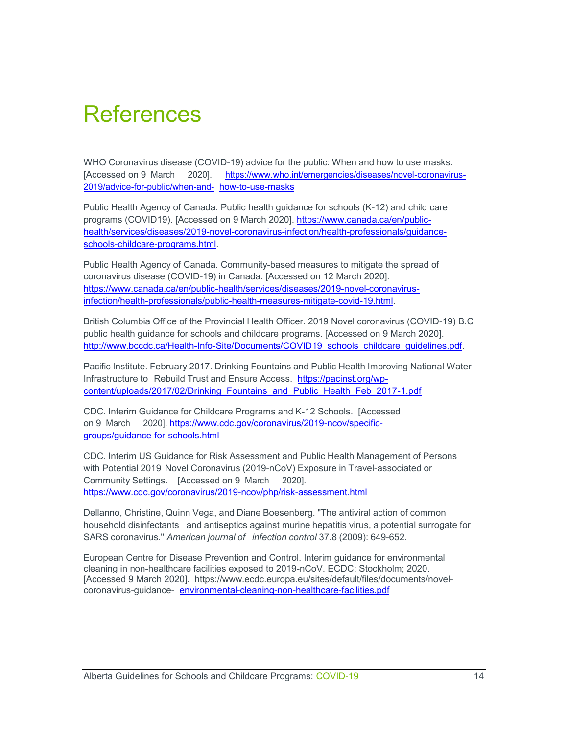# References

WHO Coronavirus disease (COVID-19) advice for the public: When and how to use masks. [Accessed on 9 March 2020]. https://www.who.int/emergencies/diseases/novel-coronavirus-2019/advice-for-public/when-and-how-to-use-masks

Public Health Agency of Canada. Public health guidance for schools (K-12) and child care programs (COVID19). [Accessed on 9 March 2020]. https://www.canada.ca/en/public-health/services/diseases/2019-novel-coronavirus-infection/health-professionals/guidance-schools-childcare-programs.html.

Public Health Agency of Canada. Community-based measures to mitigate the spread of coronavirus disease (COVID-19) in Canada. [Accessed on 12 March 2020]. https://www.canada.ca/en/public-health/services/diseases/2019-novel-coronavirus-infection/health-professionals/public-health-measures-mitigate-covid-19.html.

British Columbia Office of the Provincial Health Officer. 2019 Novel coronavirus (COVID-19) B.C public health guidance for schools and childcare programs. [Accessed on 9 March 2020]. http://www.bccdc.ca/Health-Info-Site/Documents/COVID19_schools_childcare_guidelines.pdf.

Pacific Institute. February 2017. Drinking Fountains and Public Health Improving National Water Infrastructure to Rebuild Trust and Ensure Access. https://pacinst.org/wp-content/uploads/2017/02/Drinking_Fountains_and_Public_Health_Feb_2017-1.pdf

CDC. Interim Guidance for Childcare Programs and K-12 Schools. [Accessed on 9 March 2020]. https://www.cdc.gov/coronavirus/2019-ncov/specific-groups/guidance-for-schools.html

CDC. Interim US Guidance for Risk Assessment and Public Health Management of Persons with Potential 2019 Novel Coronavirus (2019-nCoV) Exposure in Travel-associated or Community Settings. [Accessed on 9 March 2020]. https://www.cdc.gov/coronavirus/2019-ncov/php/risk-assessment.html

Dellanno, Christine, Quinn Vega, and Diane Boesenberg. "The antiviral action of common household disinfectants and antiseptics against murine hepatitis virus, a potential surrogate for SARS coronavirus." *American journal of infection control* 37.8 (2009): 649-652.

European Centre for Disease Prevention and Control. Interim guidance for environmental cleaning in non-healthcare facilities exposed to 2019-nCoV. ECDC: Stockholm; 2020. [Accessed 9 March 2020]. https://www.ecdc.europa.eu/sites/default/files/documents/novel-coronavirus-guidance-environmental-cleaning-non-healthcare-facilities.pdf